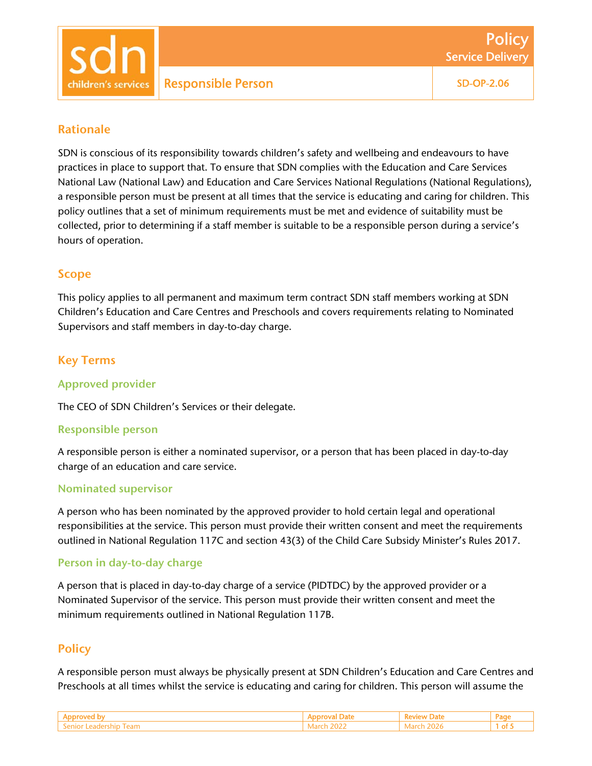# Responsible Person

**Policy**
**Service Delivery**

SD-OP-2.06

## Rationale

SDN is conscious of its responsibility towards children's safety and wellbeing and endeavours to have practices in place to support that. To ensure that SDN complies with the Education and Care Services National Law (National Law) and Education and Care Services National Regulations (National Regulations), a responsible person must be present at all times that the service is educating and caring for children. This policy outlines that a set of minimum requirements must be met and evidence of suitability must be collected, prior to determining if a staff member is suitable to be a responsible person during a service's hours of operation.

## Scope

This policy applies to all permanent and maximum term contract SDN staff members working at SDN Children's Education and Care Centres and Preschools and covers requirements relating to Nominated Supervisors and staff members in day-to-day charge.

## Key Terms

### Approved provider

The CEO of SDN Children's Services or their delegate.

### Responsible person

A responsible person is either a nominated supervisor, or a person that has been placed in day-to-day charge of an education and care service.

### Nominated supervisor

A person who has been nominated by the approved provider to hold certain legal and operational responsibilities at the service. This person must provide their written consent and meet the requirements outlined in National Regulation 117C and section 43(3) of the Child Care Subsidy Minister's Rules 2017.

### Person in day-to-day charge

A person that is placed in day-to-day charge of a service (PIDTDC) by the approved provider or a Nominated Supervisor of the service. This person must provide their written consent and meet the minimum requirements outlined in National Regulation 117B.

## Policy

A responsible person must always be physically present at SDN Children's Education and Care Centres and Preschools at all times whilst the service is educating and caring for children. This person will assume the

| Approved by | Approval Date | Review Date |
| --- | --- | --- |
| Senior Leadership Team | March 2022 | March 2026 |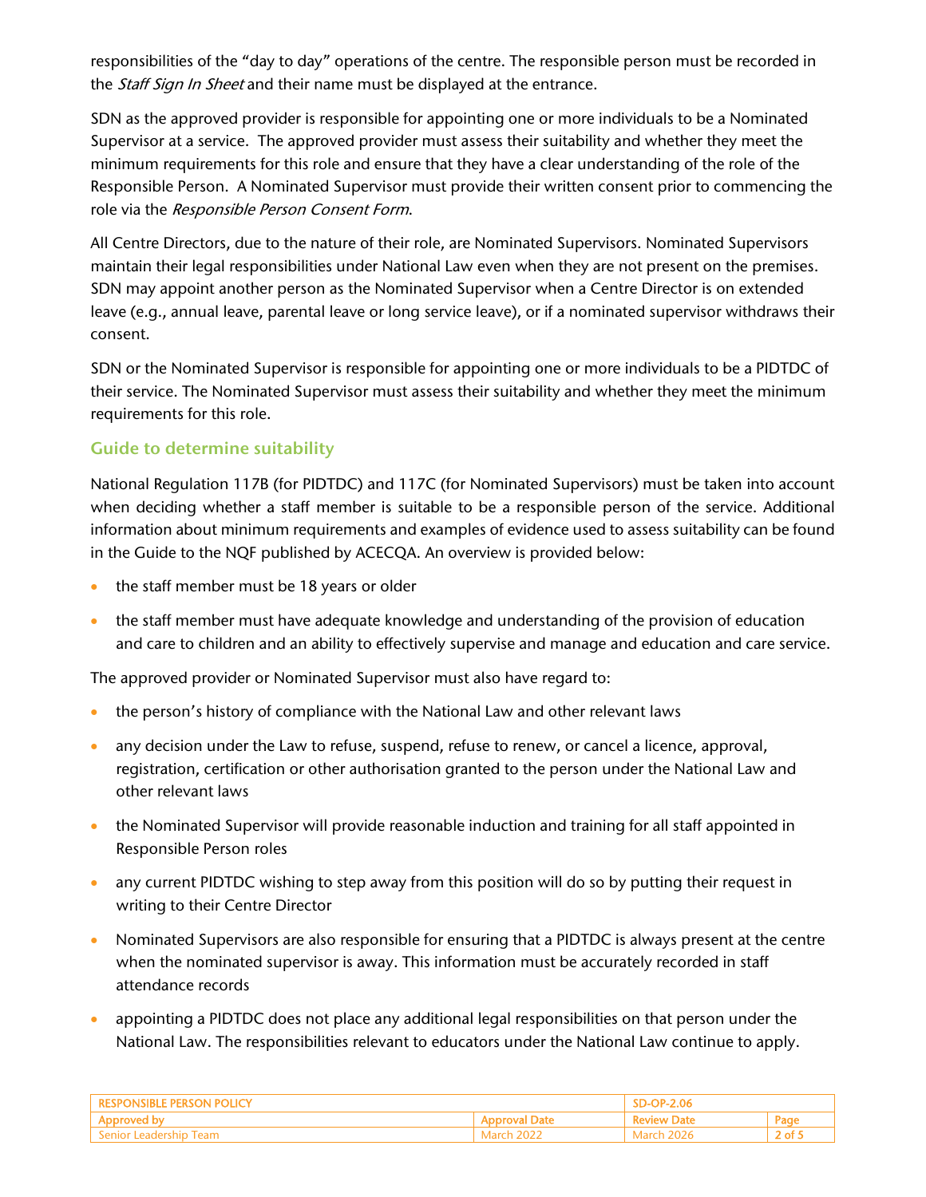responsibilities of the "day to day" operations of the centre. The responsible person must be recorded in the *Staff Sign In Sheet* and their name must be displayed at the entrance.

SDN as the approved provider is responsible for appointing one or more individuals to be a Nominated Supervisor at a service. The approved provider must assess their suitability and whether they meet the minimum requirements for this role and ensure that they have a clear understanding of the role of the Responsible Person. A Nominated Supervisor must provide their written consent prior to commencing the role via the *Responsible Person Consent Form*.

All Centre Directors, due to the nature of their role, are Nominated Supervisors. Nominated Supervisors maintain their legal responsibilities under National Law even when they are not present on the premises. SDN may appoint another person as the Nominated Supervisor when a Centre Director is on extended leave (e.g., annual leave, parental leave or long service leave), or if a nominated supervisor withdraws their consent.

SDN or the Nominated Supervisor is responsible for appointing one or more individuals to be a PIDTDC of their service. The Nominated Supervisor must assess their suitability and whether they meet the minimum requirements for this role.

### Guide to determine suitability

National Regulation 117B (for PIDTDC) and 117C (for Nominated Supervisors) must be taken into account when deciding whether a staff member is suitable to be a responsible person of the service. Additional information about minimum requirements and examples of evidence used to assess suitability can be found in the Guide to the NQF published by ACECQA. An overview is provided below:

- the staff member must be 18 years or older
- the staff member must have adequate knowledge and understanding of the provision of education and care to children and an ability to effectively supervise and manage and education and care service.

The approved provider or Nominated Supervisor must also have regard to:

- the person's history of compliance with the National Law and other relevant laws
- any decision under the Law to refuse, suspend, refuse to renew, or cancel a licence, approval, registration, certification or other authorisation granted to the person under the National Law and other relevant laws
- the Nominated Supervisor will provide reasonable induction and training for all staff appointed in Responsible Person roles
- any current PIDTDC wishing to step away from this position will do so by putting their request in writing to their Centre Director
- Nominated Supervisors are also responsible for ensuring that a PIDTDC is always present at the centre when the nominated supervisor is away. This information must be accurately recorded in staff attendance records
- appointing a PIDTDC does not place any additional legal responsibilities on that person under the National Law. The responsibilities relevant to educators under the National Law continue to apply.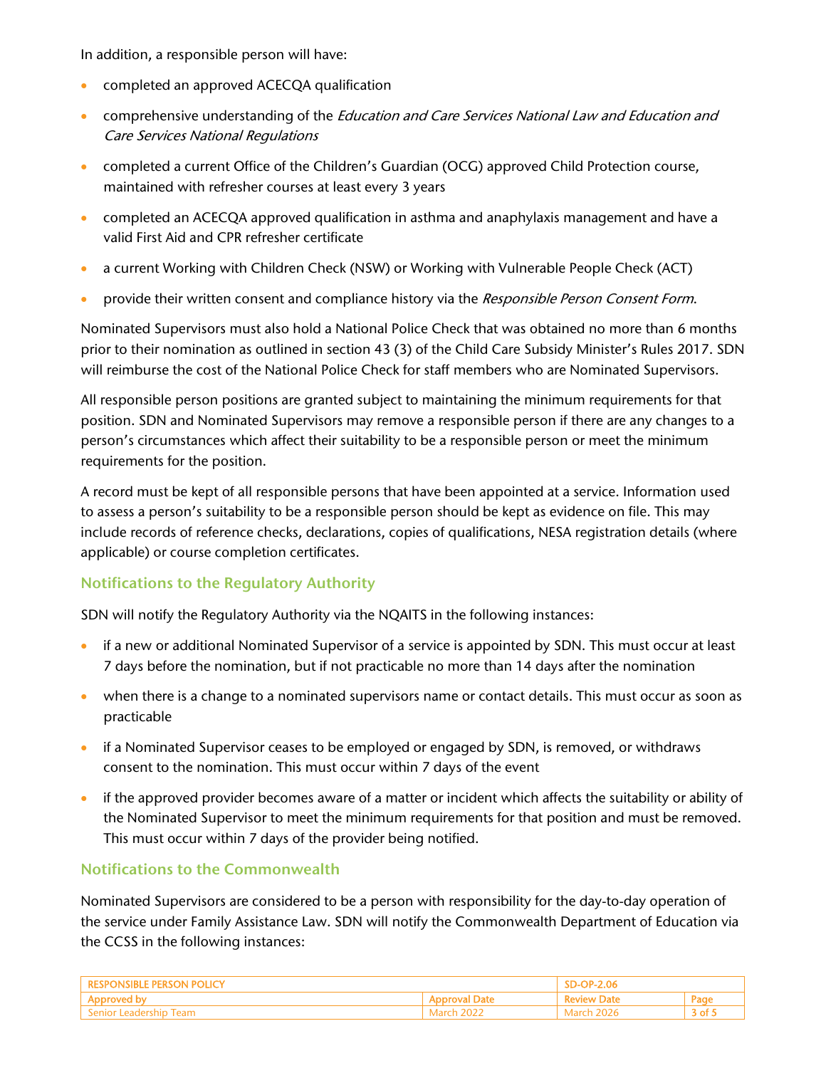In addition, a responsible person will have:

- completed an approved ACECQA qualification
- comprehensive understanding of the *Education and Care Services National Law and Education and Care Services National Regulations*
- completed a current Office of the Children's Guardian (OCG) approved Child Protection course, maintained with refresher courses at least every 3 years
- completed an ACECQA approved qualification in asthma and anaphylaxis management and have a valid First Aid and CPR refresher certificate
- a current Working with Children Check (NSW) or Working with Vulnerable People Check (ACT)
- provide their written consent and compliance history via the *Responsible Person Consent Form*.

Nominated Supervisors must also hold a National Police Check that was obtained no more than 6 months prior to their nomination as outlined in section 43 (3) of the Child Care Subsidy Minister's Rules 2017. SDN will reimburse the cost of the National Police Check for staff members who are Nominated Supervisors.

All responsible person positions are granted subject to maintaining the minimum requirements for that position. SDN and Nominated Supervisors may remove a responsible person if there are any changes to a person's circumstances which affect their suitability to be a responsible person or meet the minimum requirements for the position.

A record must be kept of all responsible persons that have been appointed at a service. Information used to assess a person's suitability to be a responsible person should be kept as evidence on file. This may include records of reference checks, declarations, copies of qualifications, NESA registration details (where applicable) or course completion certificates.

### Notifications to the Regulatory Authority

SDN will notify the Regulatory Authority via the NQAITS in the following instances:

- if a new or additional Nominated Supervisor of a service is appointed by SDN. This must occur at least 7 days before the nomination, but if not practicable no more than 14 days after the nomination
- when there is a change to a nominated supervisors name or contact details. This must occur as soon as practicable
- if a Nominated Supervisor ceases to be employed or engaged by SDN, is removed, or withdraws consent to the nomination. This must occur within 7 days of the event
- if the approved provider becomes aware of a matter or incident which affects the suitability or ability of the Nominated Supervisor to meet the minimum requirements for that position and must be removed. This must occur within 7 days of the provider being notified.

### Notifications to the Commonwealth

Nominated Supervisors are considered to be a person with responsibility for the day-to-day operation of the service under Family Assistance Law. SDN will notify the Commonwealth Department of Education via the CCSS in the following instances: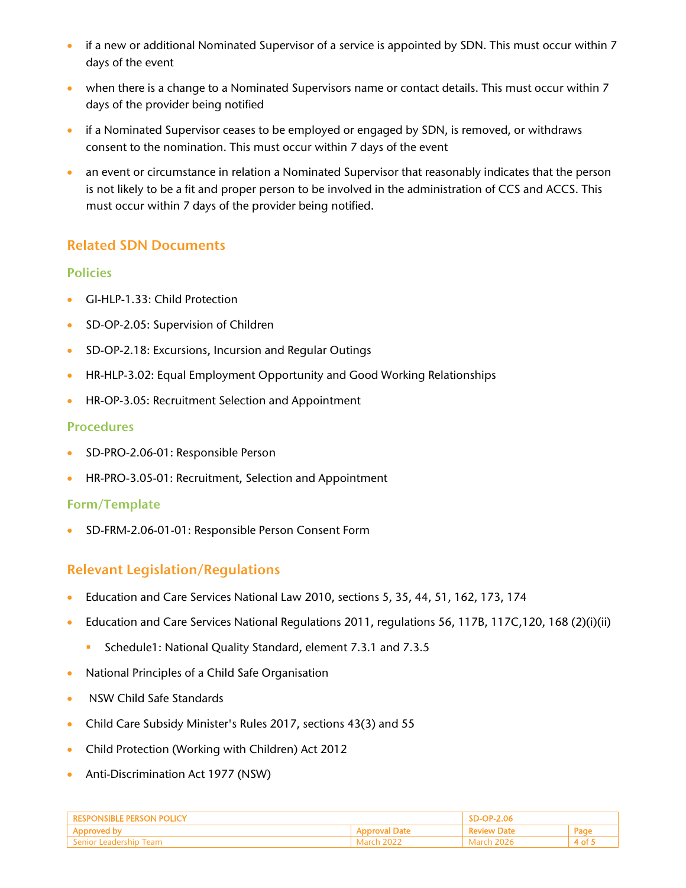- if a new or additional Nominated Supervisor of a service is appointed by SDN. This must occur within 7 days of the event
- when there is a change to a Nominated Supervisors name or contact details. This must occur within 7 days of the provider being notified
- if a Nominated Supervisor ceases to be employed or engaged by SDN, is removed, or withdraws consent to the nomination. This must occur within 7 days of the event
- an event or circumstance in relation a Nominated Supervisor that reasonably indicates that the person is not likely to be a fit and proper person to be involved in the administration of CCS and ACCS. This must occur within 7 days of the provider being notified.

## Related SDN Documents

### Policies

- GI-HLP-1.33: Child Protection
- SD-OP-2.05: Supervision of Children
- SD-OP-2.18: Excursions, Incursion and Regular Outings
- HR-HLP-3.02: Equal Employment Opportunity and Good Working Relationships
- HR-OP-3.05: Recruitment Selection and Appointment

### Procedures

- SD-PRO-2.06-01: Responsible Person
- HR-PRO-3.05-01: Recruitment, Selection and Appointment

### Form/Template

- SD-FRM-2.06-01-01: Responsible Person Consent Form

## Relevant Legislation/Regulations

- Education and Care Services National Law 2010, sections 5, 35, 44, 51, 162, 173, 174
- Education and Care Services National Regulations 2011, regulations 56, 117B, 117C,120, 168 (2)(i)(ii)
  - Schedule1: National Quality Standard, element 7.3.1 and 7.3.5
- National Principles of a Child Safe Organisation
- NSW Child Safe Standards
- Child Care Subsidy Minister's Rules 2017, sections 43(3) and 55
- Child Protection (Working with Children) Act 2012
- Anti-Discrimination Act 1977 (NSW)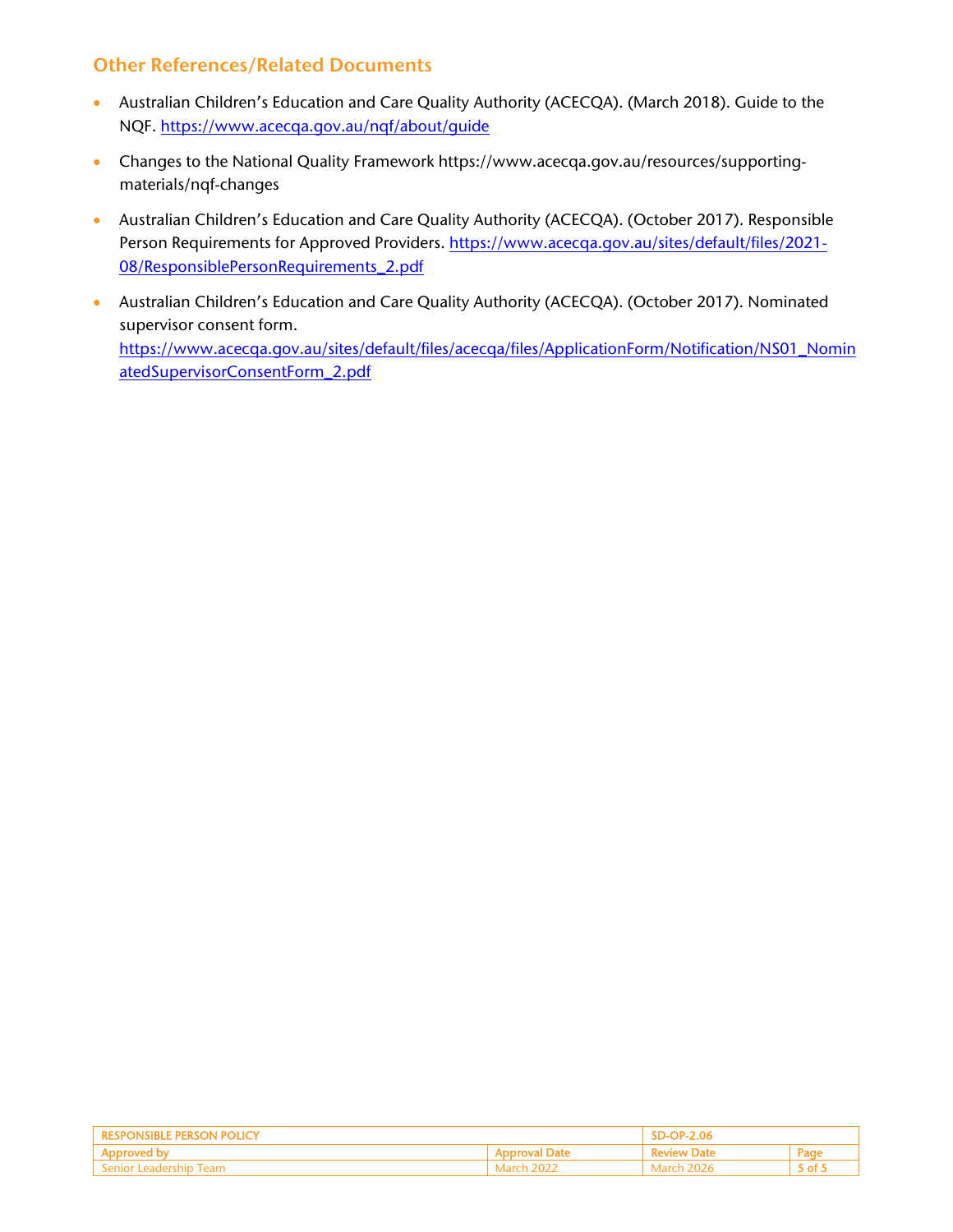## Other References/Related Documents

- Australian Children's Education and Care Quality Authority (ACECQA). (March 2018). Guide to the NQF. https://www.acecqa.gov.au/nqf/about/guide
- Changes to the National Quality Framework https://www.acecqa.gov.au/resources/supporting-materials/nqf-changes
- Australian Children's Education and Care Quality Authority (ACECQA). (October 2017). Responsible Person Requirements for Approved Providers. https://www.acecqa.gov.au/sites/default/files/2021-08/ResponsiblePersonRequirements_2.pdf
- Australian Children's Education and Care Quality Authority (ACECQA). (October 2017). Nominated supervisor consent form. https://www.acecqa.gov.au/sites/default/files/acecqa/files/ApplicationForm/Notification/NS01_NominatedSupervisorConsentForm_2.pdf